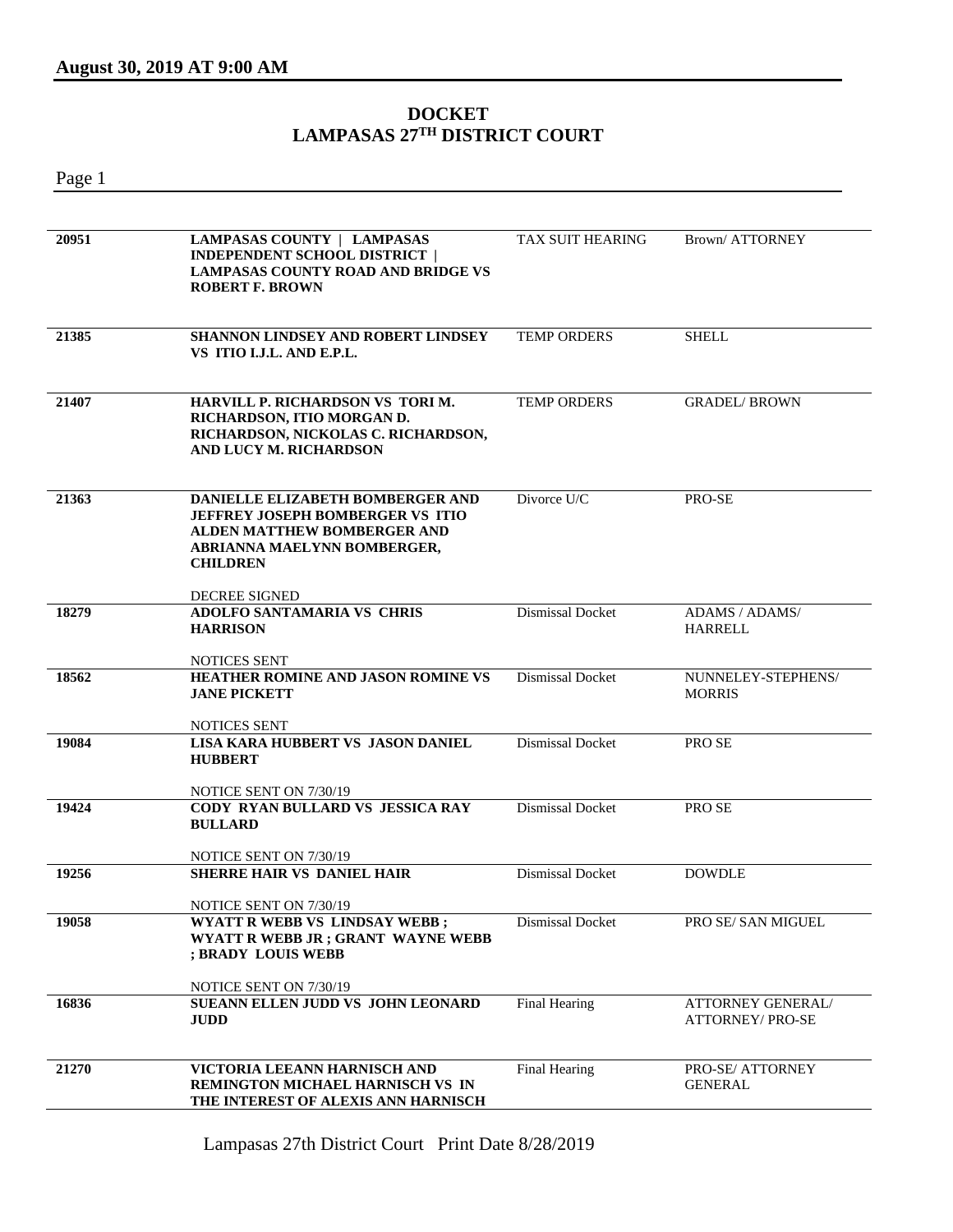**August 30, 2019 AT 9:00 AM**

# DOCKET
# LAMPASAS 27[TH] DISTRICT COURT

| | | | |
|---|---|---|---|
| **20951** | **LAMPASAS COUNTY \| LAMPASAS INDEPENDENT SCHOOL DISTRICT \| LAMPASAS COUNTY ROAD AND BRIDGE VS ROBERT F. BROWN** | TAX SUIT HEARING | Brown/ ATTORNEY |
| **21385** | **SHANNON LINDSEY AND ROBERT LINDSEY VS ITIO I.J.L. AND E.P.L.** | TEMP ORDERS | SHELL |
| **21407** | **HARVILL P. RICHARDSON VS TORI M. RICHARDSON, ITIO MORGAN D. RICHARDSON, NICKOLAS C. RICHARDSON, AND LUCY M. RICHARDSON** | TEMP ORDERS | GRADEL/ BROWN |
| **21363** | **DANIELLE ELIZABETH BOMBERGER AND JEFFREY JOSEPH BOMBERGER VS ITIO ALDEN MATTHEW BOMBERGER AND ABRIANNA MAELYNN BOMBERGER, CHILDREN**<br><br>DECREE SIGNED | Divorce U/C | PRO-SE |
| **18279** | **ADOLFO SANTAMARIA VS CHRIS HARRISON**<br><br>NOTICES SENT | Dismissal Docket | ADAMS / ADAMS/ HARRELL |
| **18562** | **HEATHER ROMINE AND JASON ROMINE VS JANE PICKETT**<br><br>NOTICES SENT | Dismissal Docket | NUNNELEY-STEPHENS/ MORRIS |
| **19084** | **LISA KARA HUBBERT VS JASON DANIEL HUBBERT**<br><br>NOTICE SENT ON 7/30/19 | Dismissal Docket | PRO SE |
| **19424** | **CODY RYAN BULLARD VS JESSICA RAY BULLARD**<br><br>NOTICE SENT ON 7/30/19 | Dismissal Docket | PRO SE |
| **19256** | **SHERRE HAIR VS DANIEL HAIR**<br><br>NOTICE SENT ON 7/30/19 | Dismissal Docket | DOWDLE |
| **19058** | **WYATT R WEBB VS LINDSAY WEBB ; WYATT R WEBB JR ; GRANT WAYNE WEBB ; BRADY LOUIS WEBB**<br><br>NOTICE SENT ON 7/30/19 | Dismissal Docket | PRO SE/ SAN MIGUEL |
| **16836** | **SUEANN ELLEN JUDD VS JOHN LEONARD JUDD** | Final Hearing | ATTORNEY GENERAL/ ATTORNEY/ PRO-SE |
| **21270** | **VICTORIA LEEANN HARNISCH AND REMINGTON MICHAEL HARNISCH VS IN THE INTEREST OF ALEXIS ANN HARNISCH** | Final Hearing | PRO-SE/ ATTORNEY GENERAL |

Lampasas 27th District Court Print Date 8/28/2019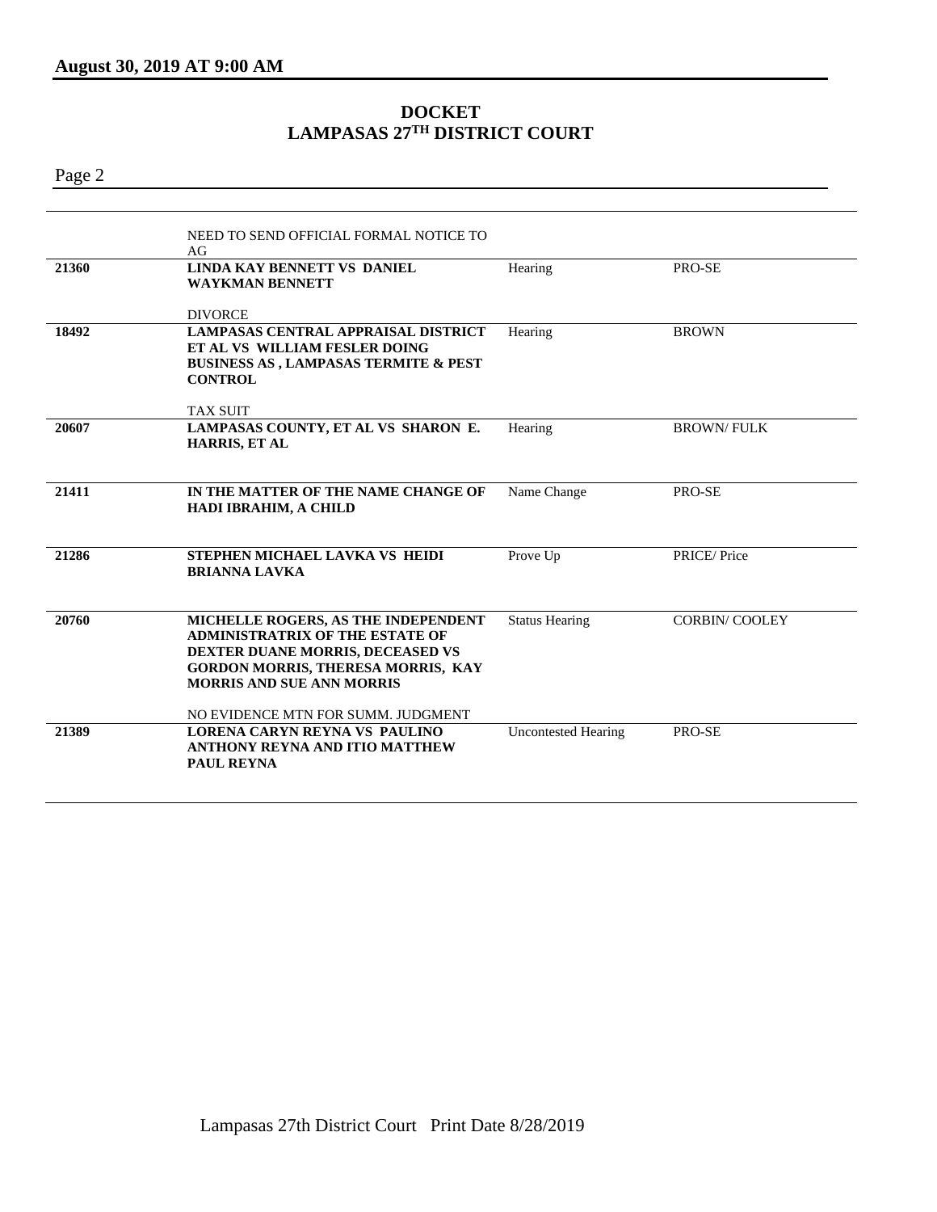**August 30, 2019 AT 9:00 AM**

# DOCKET
## LAMPASAS 27[TH] DISTRICT COURT

| | | | |
|---|---|---|---|
| | NEED TO SEND OFFICIAL FORMAL NOTICE TO AG | | |
| **21360** | **LINDA KAY BENNETT VS DANIEL WAYKMAN BENNETT**<br><br>DIVORCE | Hearing | PRO-SE |
| **18492** | **LAMPASAS CENTRAL APPRAISAL DISTRICT ET AL VS WILLIAM FESLER DOING BUSINESS AS , LAMPASAS TERMITE & PEST CONTROL**<br><br>TAX SUIT | Hearing | BROWN |
| **20607** | **LAMPASAS COUNTY, ET AL VS SHARON E. HARRIS, ET AL** | Hearing | BROWN/ FULK |
| **21411** | **IN THE MATTER OF THE NAME CHANGE OF HADI IBRAHIM, A CHILD** | Name Change | PRO-SE |
| **21286** | **STEPHEN MICHAEL LAVKA VS HEIDI BRIANNA LAVKA** | Prove Up | PRICE/ Price |
| **20760** | **MICHELLE ROGERS, AS THE INDEPENDENT ADMINISTRATRIX OF THE ESTATE OF DEXTER DUANE MORRIS, DECEASED VS GORDON MORRIS, THERESA MORRIS, KAY MORRIS AND SUE ANN MORRIS**<br><br>NO EVIDENCE MTN FOR SUMM. JUDGMENT | Status Hearing | CORBIN/ COOLEY |
| **21389** | **LORENA CARYN REYNA VS PAULINO ANTHONY REYNA AND ITIO MATTHEW PAUL REYNA** | Uncontested Hearing | PRO-SE |